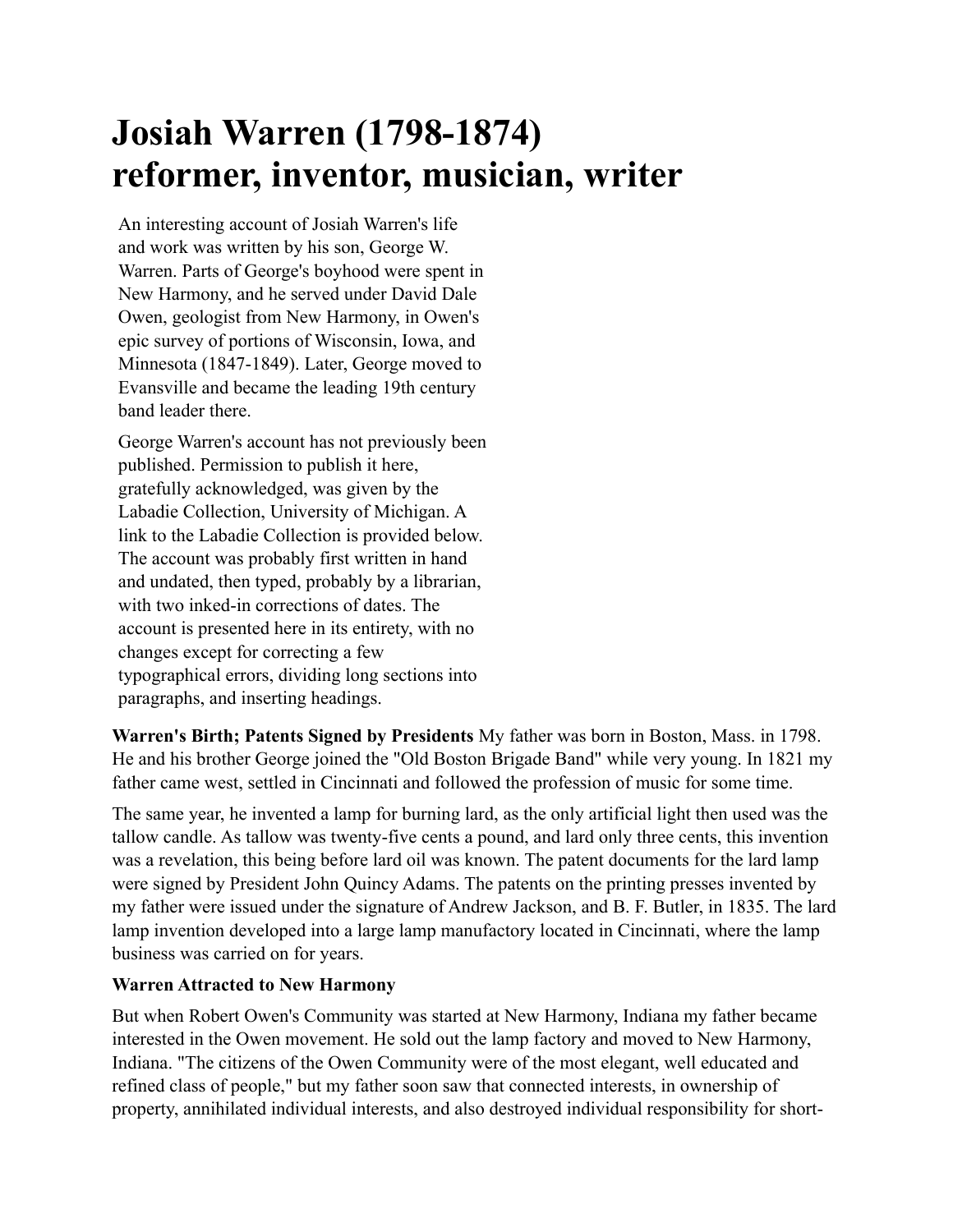# Josiah Warren (1798-1874) reformer, inventor, musician, writer

An interesting account of Josiah Warren's life and work was written by his son, George W. Warren. Parts of George's boyhood were spent in New Harmony, and he served under David Dale Owen, geologist from New Harmony, in Owen's epic survey of portions of Wisconsin, Iowa, and Minnesota (1847-1849). Later, George moved to Evansville and became the leading 19th century band leader there.

George Warren's account has not previously been published. Permission to publish it here, gratefully acknowledged, was given by the Labadie Collection, University of Michigan. A link to the Labadie Collection is provided below. The account was probably first written in hand and undated, then typed, probably by a librarian, with two inked-in corrections of dates. The account is presented here in its entirety, with no changes except for correcting a few typographical errors, dividing long sections into paragraphs, and inserting headings.

**Warren's Birth; Patents Signed by Presidents** My father was born in Boston, Mass. in 1798. He and his brother George joined the "Old Boston Brigade Band" while very young. In 1821 my father came west, settled in Cincinnati and followed the profession of music for some time.

The same year, he invented a lamp for burning lard, as the only artificial light then used was the tallow candle. As tallow was twenty-five cents a pound, and lard only three cents, this invention was a revelation, this being before lard oil was known. The patent documents for the lard lamp were signed by President John Quincy Adams. The patents on the printing presses invented by my father were issued under the signature of Andrew Jackson, and B. F. Butler, in 1835. The lard lamp invention developed into a large lamp manufactory located in Cincinnati, where the lamp business was carried on for years.

**Warren Attracted to New Harmony**

But when Robert Owen's Community was started at New Harmony, Indiana my father became interested in the Owen movement. He sold out the lamp factory and moved to New Harmony, Indiana. "The citizens of the Owen Community were of the most elegant, well educated and refined class of people," but my father soon saw that connected interests, in ownership of property, annihilated individual interests, and also destroyed individual responsibility for short-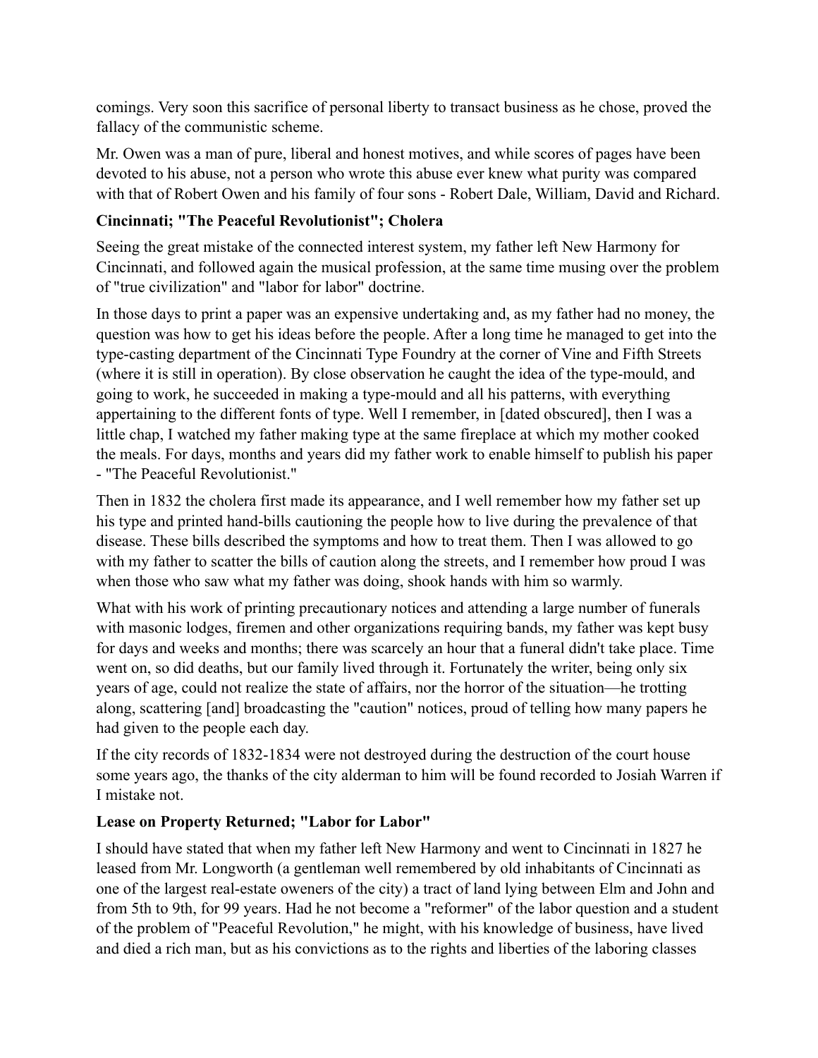comings. Very soon this sacrifice of personal liberty to transact business as he chose, proved the fallacy of the communistic scheme.

Mr. Owen was a man of pure, liberal and honest motives, and while scores of pages have been devoted to his abuse, not a person who wrote this abuse ever knew what purity was compared with that of Robert Owen and his family of four sons - Robert Dale, William, David and Richard.

### Cincinnati; "The Peaceful Revolutionist"; Cholera

Seeing the great mistake of the connected interest system, my father left New Harmony for Cincinnati, and followed again the musical profession, at the same time musing over the problem of "true civilization" and "labor for labor" doctrine.

In those days to print a paper was an expensive undertaking and, as my father had no money, the question was how to get his ideas before the people. After a long time he managed to get into the type-casting department of the Cincinnati Type Foundry at the corner of Vine and Fifth Streets (where it is still in operation). By close observation he caught the idea of the type-mould, and going to work, he succeeded in making a type-mould and all his patterns, with everything appertaining to the different fonts of type. Well I remember, in [dated obscured], then I was a little chap, I watched my father making type at the same fireplace at which my mother cooked the meals. For days, months and years did my father work to enable himself to publish his paper - "The Peaceful Revolutionist."

Then in 1832 the cholera first made its appearance, and I well remember how my father set up his type and printed hand-bills cautioning the people how to live during the prevalence of that disease. These bills described the symptoms and how to treat them. Then I was allowed to go with my father to scatter the bills of caution along the streets, and I remember how proud I was when those who saw what my father was doing, shook hands with him so warmly.

What with his work of printing precautionary notices and attending a large number of funerals with masonic lodges, firemen and other organizations requiring bands, my father was kept busy for days and weeks and months; there was scarcely an hour that a funeral didn't take place. Time went on, so did deaths, but our family lived through it. Fortunately the writer, being only six years of age, could not realize the state of affairs, nor the horror of the situation—he trotting along, scattering [and] broadcasting the "caution" notices, proud of telling how many papers he had given to the people each day.

If the city records of 1832-1834 were not destroyed during the destruction of the court house some years ago, the thanks of the city alderman to him will be found recorded to Josiah Warren if I mistake not.

### Lease on Property Returned; "Labor for Labor"

I should have stated that when my father left New Harmony and went to Cincinnati in 1827 he leased from Mr. Longworth (a gentleman well remembered by old inhabitants of Cincinnati as one of the largest real-estate oweners of the city) a tract of land lying between Elm and John and from 5th to 9th, for 99 years. Had he not become a "reformer" of the labor question and a student of the problem of "Peaceful Revolution," he might, with his knowledge of business, have lived and died a rich man, but as his convictions as to the rights and liberties of the laboring classes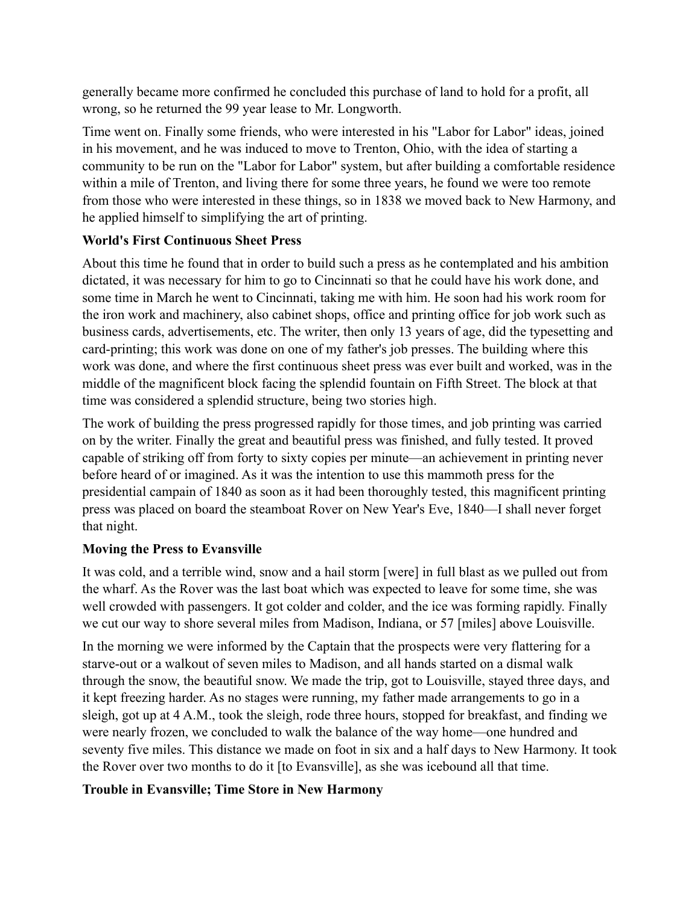generally became more confirmed he concluded this purchase of land to hold for a profit, all wrong, so he returned the 99 year lease to Mr. Longworth.

Time went on. Finally some friends, who were interested in his "Labor for Labor" ideas, joined in his movement, and he was induced to move to Trenton, Ohio, with the idea of starting a community to be run on the "Labor for Labor" system, but after building a comfortable residence within a mile of Trenton, and living there for some three years, he found we were too remote from those who were interested in these things, so in 1838 we moved back to New Harmony, and he applied himself to simplifying the art of printing.

**World's First Continuous Sheet Press**

About this time he found that in order to build such a press as he contemplated and his ambition dictated, it was necessary for him to go to Cincinnati so that he could have his work done, and some time in March he went to Cincinnati, taking me with him. He soon had his work room for the iron work and machinery, also cabinet shops, office and printing office for job work such as business cards, advertisements, etc. The writer, then only 13 years of age, did the typesetting and card-printing; this work was done on one of my father's job presses. The building where this work was done, and where the first continuous sheet press was ever built and worked, was in the middle of the magnificent block facing the splendid fountain on Fifth Street. The block at that time was considered a splendid structure, being two stories high.

The work of building the press progressed rapidly for those times, and job printing was carried on by the writer. Finally the great and beautiful press was finished, and fully tested. It proved capable of striking off from forty to sixty copies per minute—an achievement in printing never before heard of or imagined. As it was the intention to use this mammoth press for the presidential campain of 1840 as soon as it had been thoroughly tested, this magnificent printing press was placed on board the steamboat Rover on New Year's Eve, 1840—I shall never forget that night.

**Moving the Press to Evansville**

It was cold, and a terrible wind, snow and a hail storm [were] in full blast as we pulled out from the wharf. As the Rover was the last boat which was expected to leave for some time, she was well crowded with passengers. It got colder and colder, and the ice was forming rapidly. Finally we cut our way to shore several miles from Madison, Indiana, or 57 [miles] above Louisville.

In the morning we were informed by the Captain that the prospects were very flattering for a starve-out or a walkout of seven miles to Madison, and all hands started on a dismal walk through the snow, the beautiful snow. We made the trip, got to Louisville, stayed three days, and it kept freezing harder. As no stages were running, my father made arrangements to go in a sleigh, got up at 4 A.M., took the sleigh, rode three hours, stopped for breakfast, and finding we were nearly frozen, we concluded to walk the balance of the way home—one hundred and seventy five miles. This distance we made on foot in six and a half days to New Harmony. It took the Rover over two months to do it [to Evansville], as she was icebound all that time.

**Trouble in Evansville; Time Store in New Harmony**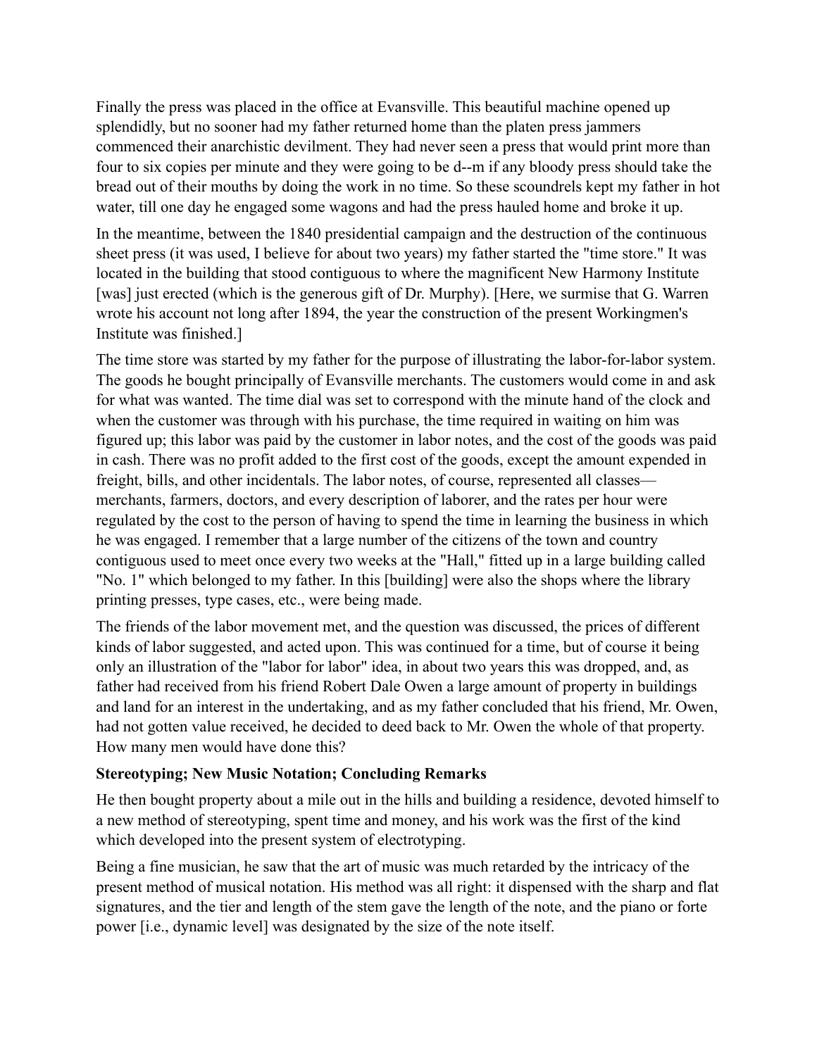Finally the press was placed in the office at Evansville. This beautiful machine opened up splendidly, but no sooner had my father returned home than the platen press jammers commenced their anarchistic devilment. They had never seen a press that would print more than four to six copies per minute and they were going to be d--m if any bloody press should take the bread out of their mouths by doing the work in no time. So these scoundrels kept my father in hot water, till one day he engaged some wagons and had the press hauled home and broke it up.

In the meantime, between the 1840 presidential campaign and the destruction of the continuous sheet press (it was used, I believe for about two years) my father started the "time store." It was located in the building that stood contiguous to where the magnificent New Harmony Institute [was] just erected (which is the generous gift of Dr. Murphy). [Here, we surmise that G. Warren wrote his account not long after 1894, the year the construction of the present Workingmen's Institute was finished.]

The time store was started by my father for the purpose of illustrating the labor-for-labor system. The goods he bought principally of Evansville merchants. The customers would come in and ask for what was wanted. The time dial was set to correspond with the minute hand of the clock and when the customer was through with his purchase, the time required in waiting on him was figured up; this labor was paid by the customer in labor notes, and the cost of the goods was paid in cash. There was no profit added to the first cost of the goods, except the amount expended in freight, bills, and other incidentals. The labor notes, of course, represented all classes—merchants, farmers, doctors, and every description of laborer, and the rates per hour were regulated by the cost to the person of having to spend the time in learning the business in which he was engaged. I remember that a large number of the citizens of the town and country contiguous used to meet once every two weeks at the "Hall," fitted up in a large building called "No. 1" which belonged to my father. In this [building] were also the shops where the library printing presses, type cases, etc., were being made.

The friends of the labor movement met, and the question was discussed, the prices of different kinds of labor suggested, and acted upon. This was continued for a time, but of course it being only an illustration of the "labor for labor" idea, in about two years this was dropped, and, as father had received from his friend Robert Dale Owen a large amount of property in buildings and land for an interest in the undertaking, and as my father concluded that his friend, Mr. Owen, had not gotten value received, he decided to deed back to Mr. Owen the whole of that property. How many men would have done this?

**Stereotyping; New Music Notation; Concluding Remarks**

He then bought property about a mile out in the hills and building a residence, devoted himself to a new method of stereotyping, spent time and money, and his work was the first of the kind which developed into the present system of electrotyping.

Being a fine musician, he saw that the art of music was much retarded by the intricacy of the present method of musical notation. His method was all right: it dispensed with the sharp and flat signatures, and the tier and length of the stem gave the length of the note, and the piano or forte power [i.e., dynamic level] was designated by the size of the note itself.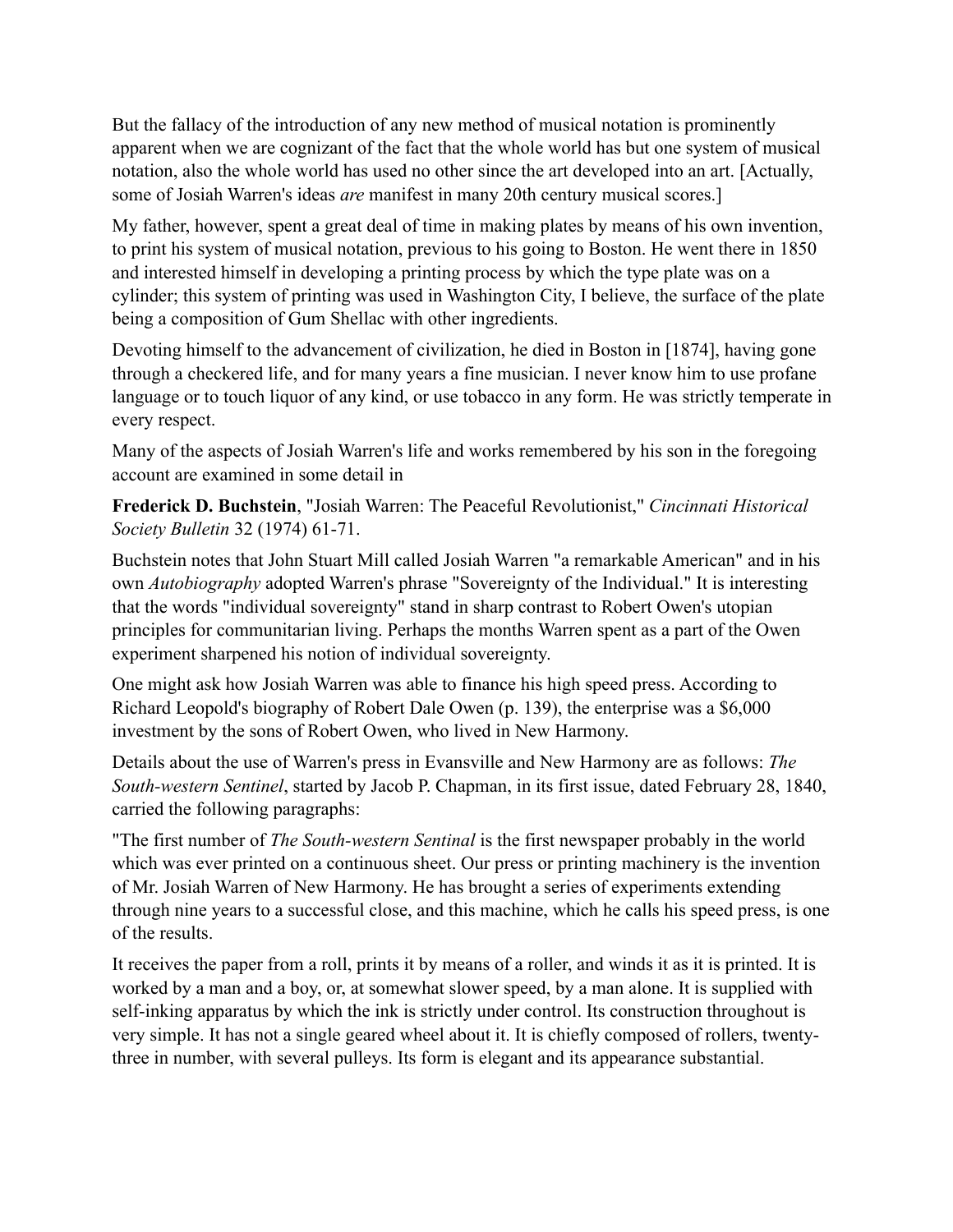But the fallacy of the introduction of any new method of musical notation is prominently apparent when we are cognizant of the fact that the whole world has but one system of musical notation, also the whole world has used no other since the art developed into an art. [Actually, some of Josiah Warren's ideas *are* manifest in many 20th century musical scores.]

My father, however, spent a great deal of time in making plates by means of his own invention, to print his system of musical notation, previous to his going to Boston. He went there in 1850 and interested himself in developing a printing process by which the type plate was on a cylinder; this system of printing was used in Washington City, I believe, the surface of the plate being a composition of Gum Shellac with other ingredients.

Devoting himself to the advancement of civilization, he died in Boston in [1874], having gone through a checkered life, and for many years a fine musician. I never know him to use profane language or to touch liquor of any kind, or use tobacco in any form. He was strictly temperate in every respect.

Many of the aspects of Josiah Warren's life and works remembered by his son in the foregoing account are examined in some detail in

**Frederick D. Buchstein**, "Josiah Warren: The Peaceful Revolutionist," *Cincinnati Historical Society Bulletin* 32 (1974) 61-71.

Buchstein notes that John Stuart Mill called Josiah Warren "a remarkable American" and in his own *Autobiography* adopted Warren's phrase "Sovereignty of the Individual." It is interesting that the words "individual sovereignty" stand in sharp contrast to Robert Owen's utopian principles for communitarian living. Perhaps the months Warren spent as a part of the Owen experiment sharpened his notion of individual sovereignty.

One might ask how Josiah Warren was able to finance his high speed press. According to Richard Leopold's biography of Robert Dale Owen (p. 139), the enterprise was a $6,000 investment by the sons of Robert Owen, who lived in New Harmony.

Details about the use of Warren's press in Evansville and New Harmony are as follows: *The South-western Sentinel*, started by Jacob P. Chapman, in its first issue, dated February 28, 1840, carried the following paragraphs:

"The first number of *The South-western Sentinal* is the first newspaper probably in the world which was ever printed on a continuous sheet. Our press or printing machinery is the invention of Mr. Josiah Warren of New Harmony. He has brought a series of experiments extending through nine years to a successful close, and this machine, which he calls his speed press, is one of the results.

It receives the paper from a roll, prints it by means of a roller, and winds it as it is printed. It is worked by a man and a boy, or, at somewhat slower speed, by a man alone. It is supplied with self-inking apparatus by which the ink is strictly under control. Its construction throughout is very simple. It has not a single geared wheel about it. It is chiefly composed of rollers, twenty-three in number, with several pulleys. Its form is elegant and its appearance substantial.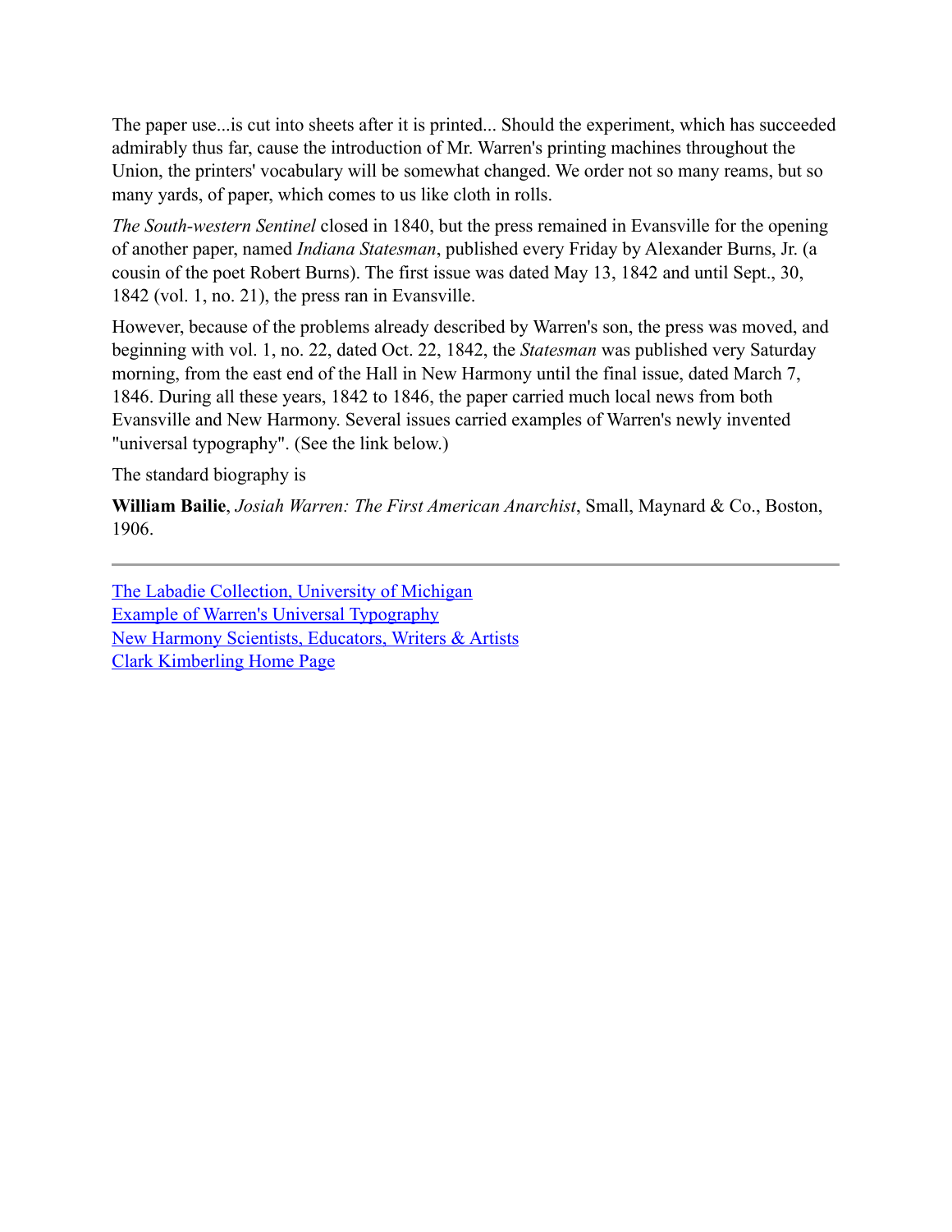The paper use...is cut into sheets after it is printed... Should the experiment, which has succeeded admirably thus far, cause the introduction of Mr. Warren's printing machines throughout the Union, the printers' vocabulary will be somewhat changed. We order not so many reams, but so many yards, of paper, which comes to us like cloth in rolls.

*The South-western Sentinel* closed in 1840, but the press remained in Evansville for the opening of another paper, named *Indiana Statesman*, published every Friday by Alexander Burns, Jr. (a cousin of the poet Robert Burns). The first issue was dated May 13, 1842 and until Sept., 30, 1842 (vol. 1, no. 21), the press ran in Evansville.

However, because of the problems already described by Warren's son, the press was moved, and beginning with vol. 1, no. 22, dated Oct. 22, 1842, the *Statesman* was published very Saturday morning, from the east end of the Hall in New Harmony until the final issue, dated March 7, 1846. During all these years, 1842 to 1846, the paper carried much local news from both Evansville and New Harmony. Several issues carried examples of Warren's newly invented "universal typography". (See the link below.)

The standard biography is

**William Bailie**, *Josiah Warren: The First American Anarchist*, Small, Maynard & Co., Boston, 1906.

---

The Labadie Collection, University of Michigan
Example of Warren's Universal Typography
New Harmony Scientists, Educators, Writers & Artists
Clark Kimberling Home Page